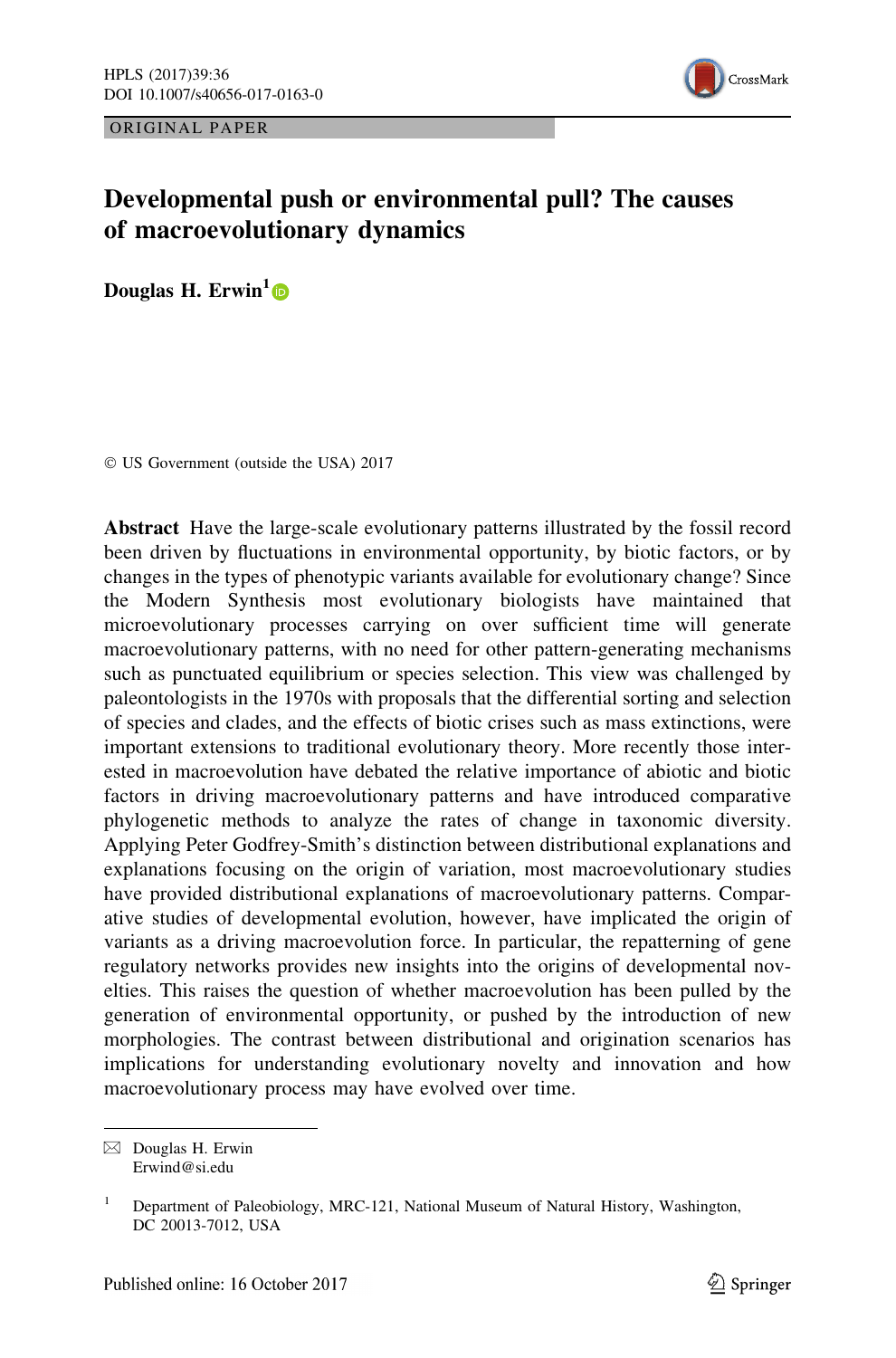ORIGINAL PAPER

# Developmental push or environmental pull? The causes of macroevolutionary dynamics

**Douglas H. Erwin**[1]

© US Government (outside the USA) 2017

**Abstract** Have the large-scale evolutionary patterns illustrated by the fossil record been driven by fluctuations in environmental opportunity, by biotic factors, or by changes in the types of phenotypic variants available for evolutionary change? Since the Modern Synthesis most evolutionary biologists have maintained that microevolutionary processes carrying on over sufficient time will generate macroevolutionary patterns, with no need for other pattern-generating mechanisms such as punctuated equilibrium or species selection. This view was challenged by paleontologists in the 1970s with proposals that the differential sorting and selection of species and clades, and the effects of biotic crises such as mass extinctions, were important extensions to traditional evolutionary theory. More recently those interested in macroevolution have debated the relative importance of abiotic and biotic factors in driving macroevolutionary patterns and have introduced comparative phylogenetic methods to analyze the rates of change in taxonomic diversity. Applying Peter Godfrey-Smith's distinction between distributional explanations and explanations focusing on the origin of variation, most macroevolutionary studies have provided distributional explanations of macroevolutionary patterns. Comparative studies of developmental evolution, however, have implicated the origin of variants as a driving macroevolution force. In particular, the repatterning of gene regulatory networks provides new insights into the origins of developmental novelties. This raises the question of whether macroevolution has been pulled by the generation of environmental opportunity, or pushed by the introduction of new morphologies. The contrast between distributional and origination scenarios has implications for understanding evolutionary novelty and innovation and how macroevolutionary process may have evolved over time.

---

✉ Douglas H. Erwin
Erwind@si.edu

[1] Department of Paleobiology, MRC-121, National Museum of Natural History, Washington, DC 20013-7012, USA

Published online: 16 October 2017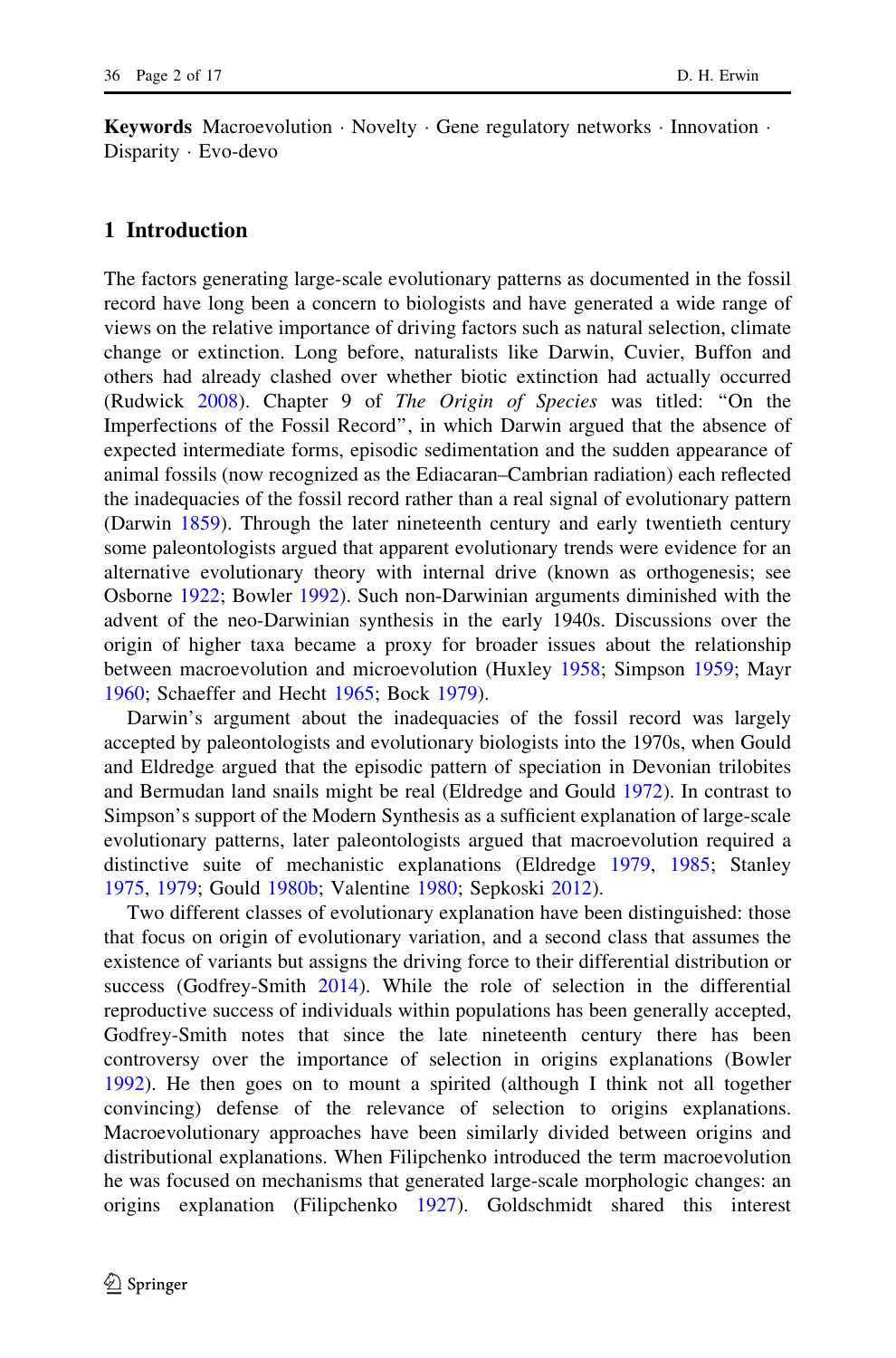**Keywords** Macroevolution · Novelty · Gene regulatory networks · Innovation · Disparity · Evo-devo

## 1 Introduction

The factors generating large-scale evolutionary patterns as documented in the fossil record have long been a concern to biologists and have generated a wide range of views on the relative importance of driving factors such as natural selection, climate change or extinction. Long before, naturalists like Darwin, Cuvier, Buffon and others had already clashed over whether biotic extinction had actually occurred (Rudwick 2008). Chapter 9 of *The Origin of Species* was titled: "On the Imperfections of the Fossil Record", in which Darwin argued that the absence of expected intermediate forms, episodic sedimentation and the sudden appearance of animal fossils (now recognized as the Ediacaran–Cambrian radiation) each reflected the inadequacies of the fossil record rather than a real signal of evolutionary pattern (Darwin 1859). Through the later nineteenth century and early twentieth century some paleontologists argued that apparent evolutionary trends were evidence for an alternative evolutionary theory with internal drive (known as orthogenesis; see Osborne 1922; Bowler 1992). Such non-Darwinian arguments diminished with the advent of the neo-Darwinian synthesis in the early 1940s. Discussions over the origin of higher taxa became a proxy for broader issues about the relationship between macroevolution and microevolution (Huxley 1958; Simpson 1959; Mayr 1960; Schaeffer and Hecht 1965; Bock 1979).

Darwin's argument about the inadequacies of the fossil record was largely accepted by paleontologists and evolutionary biologists into the 1970s, when Gould and Eldredge argued that the episodic pattern of speciation in Devonian trilobites and Bermudan land snails might be real (Eldredge and Gould 1972). In contrast to Simpson's support of the Modern Synthesis as a sufficient explanation of large-scale evolutionary patterns, later paleontologists argued that macroevolution required a distinctive suite of mechanistic explanations (Eldredge 1979, 1985; Stanley 1975, 1979; Gould 1980b; Valentine 1980; Sepkoski 2012).

Two different classes of evolutionary explanation have been distinguished: those that focus on origin of evolutionary variation, and a second class that assumes the existence of variants but assigns the driving force to their differential distribution or success (Godfrey-Smith 2014). While the role of selection in the differential reproductive success of individuals within populations has been generally accepted, Godfrey-Smith notes that since the late nineteenth century there has been controversy over the importance of selection in origins explanations (Bowler 1992). He then goes on to mount a spirited (although I think not all together convincing) defense of the relevance of selection to origins explanations. Macroevolutionary approaches have been similarly divided between origins and distributional explanations. When Filipchenko introduced the term macroevolution he was focused on mechanisms that generated large-scale morphologic changes: an origins explanation (Filipchenko 1927). Goldschmidt shared this interest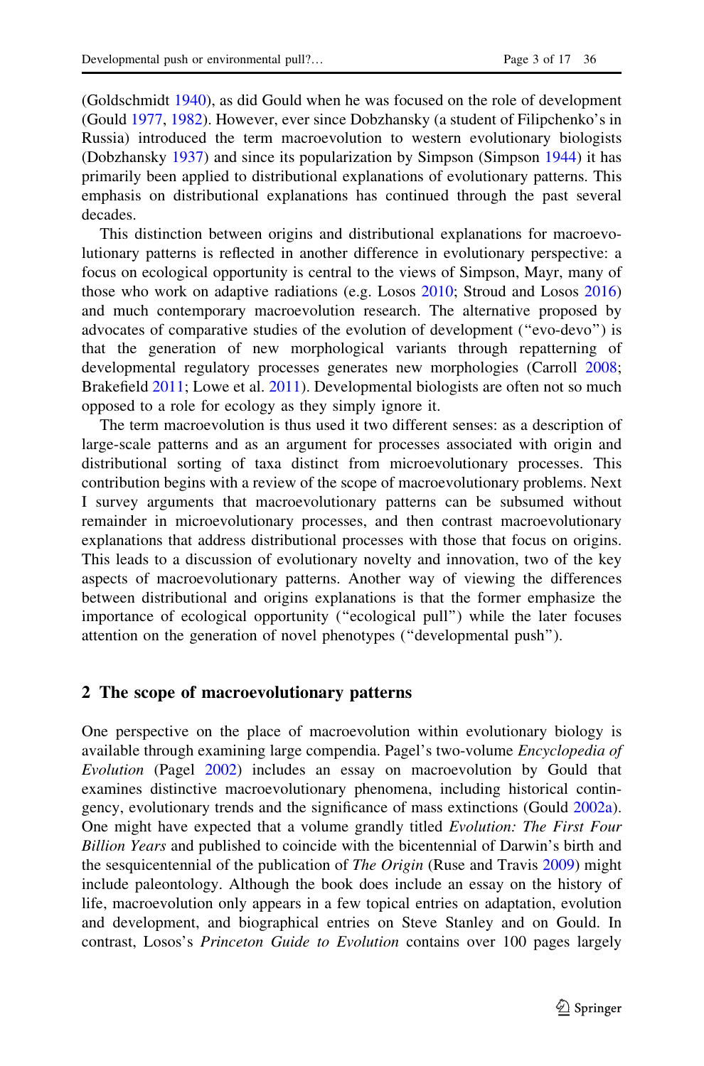(Goldschmidt 1940), as did Gould when he was focused on the role of development (Gould 1977, 1982). However, ever since Dobzhansky (a student of Filipchenko's in Russia) introduced the term macroevolution to western evolutionary biologists (Dobzhansky 1937) and since its popularization by Simpson (Simpson 1944) it has primarily been applied to distributional explanations of evolutionary patterns. This emphasis on distributional explanations has continued through the past several decades.

This distinction between origins and distributional explanations for macroevolutionary patterns is reflected in another difference in evolutionary perspective: a focus on ecological opportunity is central to the views of Simpson, Mayr, many of those who work on adaptive radiations (e.g. Losos 2010; Stroud and Losos 2016) and much contemporary macroevolution research. The alternative proposed by advocates of comparative studies of the evolution of development ("evo-devo") is that the generation of new morphological variants through repattering of developmental regulatory processes generates new morphologies (Carroll 2008; Brakefield 2011; Lowe et al. 2011). Developmental biologists are often not so much opposed to a role for ecology as they simply ignore it.

The term macroevolution is thus used it two different senses: as a description of large-scale patterns and as an argument for processes associated with origin and distributional sorting of taxa distinct from microevolutionary processes. This contribution begins with a review of the scope of macroevolutionary problems. Next I survey arguments that macroevolutionary patterns can be subsumed without remainder in microevolutionary processes, and then contrast macroevolutionary explanations that address distributional processes with those that focus on origins. This leads to a discussion of evolutionary novelty and innovation, two of the key aspects of macroevolutionary patterns. Another way of viewing the differences between distributional and origins explanations is that the former emphasize the importance of ecological opportunity ("ecological pull") while the later focuses attention on the generation of novel phenotypes ("developmental push").

## 2 The scope of macroevolutionary patterns

One perspective on the place of macroevolution within evolutionary biology is available through examining large compendia. Pagel's two-volume *Encyclopedia of Evolution* (Pagel 2002) includes an essay on macroevolution by Gould that examines distinctive macroevolutionary phenomena, including historical contingency, evolutionary trends and the significance of mass extinctions (Gould 2002a). One might have expected that a volume grandly titled *Evolution: The First Four Billion Years* and published to coincide with the bicentennial of Darwin's birth and the sesquicentennial of the publication of *The Origin* (Ruse and Travis 2009) might include paleontology. Although the book does include an essay on the history of life, macroevolution only appears in a few topical entries on adaptation, evolution and development, and biographical entries on Steve Stanley and on Gould. In contrast, Losos's *Princeton Guide to Evolution* contains over 100 pages largely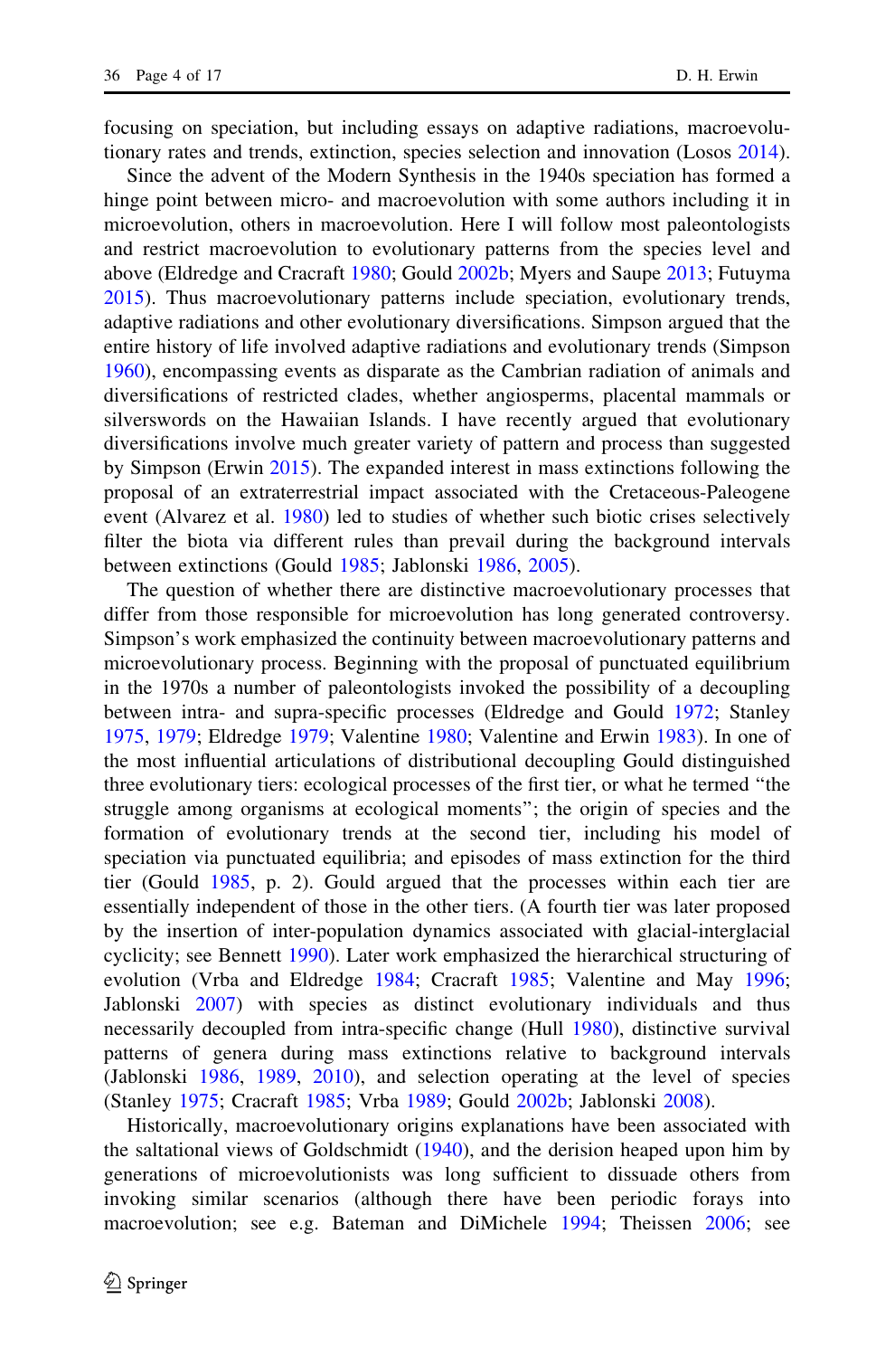focusing on speciation, but including essays on adaptive radiations, macroevolutionary rates and trends, extinction, species selection and innovation (Losos 2014).

Since the advent of the Modern Synthesis in the 1940s speciation has formed a hinge point between micro- and macroevolution with some authors including it in microevolution, others in macroevolution. Here I will follow most paleontologists and restrict macroevolution to evolutionary patterns from the species level and above (Eldredge and Cracraft 1980; Gould 2002b; Myers and Saupe 2013; Futuyma 2015). Thus macroevolutionary patterns include speciation, evolutionary trends, adaptive radiations and other evolutionary diversifications. Simpson argued that the entire history of life involved adaptive radiations and evolutionary trends (Simpson 1960), encompassing events as disparate as the Cambrian radiation of animals and diversifications of restricted clades, whether angiosperms, placental mammals or silverswords on the Hawaiian Islands. I have recently argued that evolutionary diversifications involve much greater variety of pattern and process than suggested by Simpson (Erwin 2015). The expanded interest in mass extinctions following the proposal of an extraterrestrial impact associated with the Cretaceous-Paleogene event (Alvarez et al. 1980) led to studies of whether such biotic crises selectively filter the biota via different rules than prevail during the background intervals between extinctions (Gould 1985; Jablonski 1986, 2005).

The question of whether there are distinctive macroevolutionary processes that differ from those responsible for microevolution has long generated controversy. Simpson's work emphasized the continuity between macroevolutionary patterns and microevolutionary process. Beginning with the proposal of punctuated equilibrium in the 1970s a number of paleontologists invoked the possibility of a decoupling between intra- and supra-specific processes (Eldredge and Gould 1972; Stanley 1975, 1979; Eldredge 1979; Valentine 1980; Valentine and Erwin 1983). In one of the most influential articulations of distributional decoupling Gould distinguished three evolutionary tiers: ecological processes of the first tier, or what he termed "the struggle among organisms at ecological moments"; the origin of species and the formation of evolutionary trends at the second tier, including his model of speciation via punctuated equilibria; and episodes of mass extinction for the third tier (Gould 1985, p. 2). Gould argued that the processes within each tier are essentially independent of those in the other tiers. (A fourth tier was later proposed by the insertion of inter-population dynamics associated with glacial-interglacial cyclicity; see Bennett 1990). Later work emphasized the hierarchical structuring of evolution (Vrba and Eldredge 1984; Cracraft 1985; Valentine and May 1996; Jablonski 2007) with species as distinct evolutionary individuals and thus necessarily decoupled from intra-specific change (Hull 1980), distinctive survival patterns of genera during mass extinctions relative to background intervals (Jablonski 1986, 1989, 2010), and selection operating at the level of species (Stanley 1975; Cracraft 1985; Vrba 1989; Gould 2002b; Jablonski 2008).

Historically, macroevolutionary origins explanations have been associated with the saltational views of Goldschmidt (1940), and the derision heaped upon him by generations of microevolutionists was long sufficient to dissuade others from invoking similar scenarios (although there have been periodic forays into macroevolution; see e.g. Bateman and DiMichele 1994; Theissen 2006; see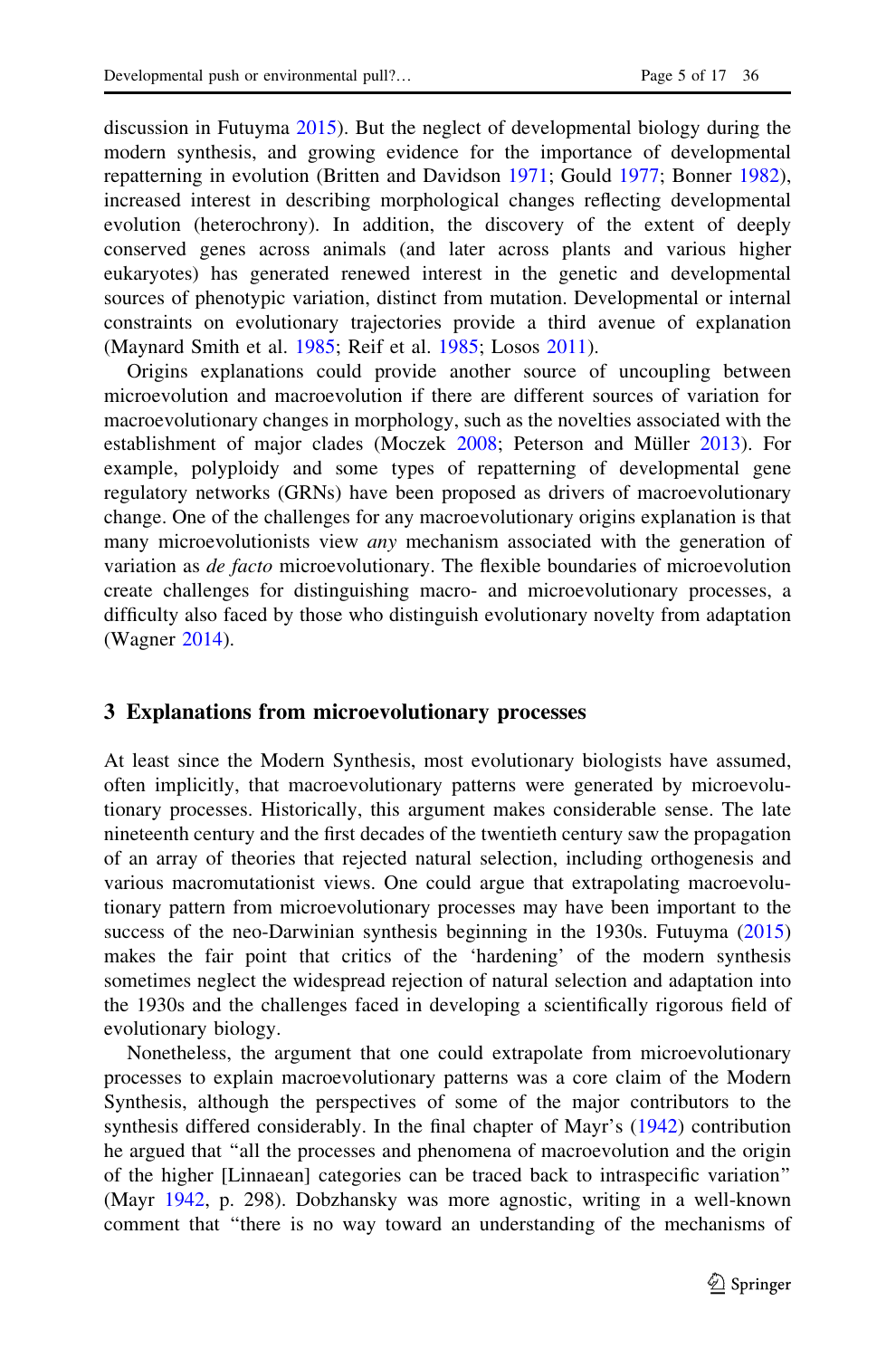discussion in Futuyma 2015). But the neglect of developmental biology during the modern synthesis, and growing evidence for the importance of developmental repatterning in evolution (Britten and Davidson 1971; Gould 1977; Bonner 1982), increased interest in describing morphological changes reflecting developmental evolution (heterochrony). In addition, the discovery of the extent of deeply conserved genes across animals (and later across plants and various higher eukaryotes) has generated renewed interest in the genetic and developmental sources of phenotypic variation, distinct from mutation. Developmental or internal constraints on evolutionary trajectories provide a third avenue of explanation (Maynard Smith et al. 1985; Reif et al. 1985; Losos 2011).

Origins explanations could provide another source of uncoupling between microevolution and macroevolution if there are different sources of variation for macroevolutionary changes in morphology, such as the novelties associated with the establishment of major clades (Moczek 2008; Peterson and Müller 2013). For example, polyploidy and some types of repatterning of developmental gene regulatory networks (GRNs) have been proposed as drivers of macroevolutionary change. One of the challenges for any macroevolutionary origins explanation is that many microevolutionists view *any* mechanism associated with the generation of variation as *de facto* microevolutionary. The flexible boundaries of microevolution create challenges for distinguishing macro- and microevolutionary processes, a difficulty also faced by those who distinguish evolutionary novelty from adaptation (Wagner 2014).

## 3 Explanations from microevolutionary processes

At least since the Modern Synthesis, most evolutionary biologists have assumed, often implicitly, that macroevolutionary patterns were generated by microevolutionary processes. Historically, this argument makes considerable sense. The late nineteenth century and the first decades of the twentieth century saw the propagation of an array of theories that rejected natural selection, including orthogenesis and various macromutationist views. One could argue that extrapolating macroevolutionary pattern from microevolutionary processes may have been important to the success of the neo-Darwinian synthesis beginning in the 1930s. Futuyma (2015) makes the fair point that critics of the 'hardening' of the modern synthesis sometimes neglect the widespread rejection of natural selection and adaptation into the 1930s and the challenges faced in developing a scientifically rigorous field of evolutionary biology.

Nonetheless, the argument that one could extrapolate from microevolutionary processes to explain macroevolutionary patterns was a core claim of the Modern Synthesis, although the perspectives of some of the major contributors to the synthesis differed considerably. In the final chapter of Mayr's (1942) contribution he argued that "all the processes and phenomena of macroevolution and the origin of the higher [Linnaean] categories can be traced back to intraspecific variation" (Mayr 1942, p. 298). Dobzhansky was more agnostic, writing in a well-known comment that "there is no way toward an understanding of the mechanisms of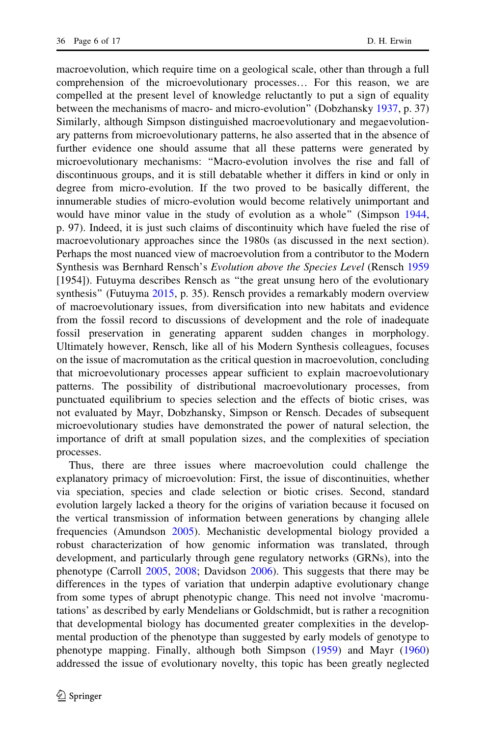macroevolution, which require time on a geological scale, other than through a full comprehension of the microevolutionary processes… For this reason, we are compelled at the present level of knowledge reluctantly to put a sign of equality between the mechanisms of macro- and micro-evolution" (Dobzhansky 1937, p. 37) Similarly, although Simpson distinguished macroevolutionary and megaevolutionary patterns from microevolutionary patterns, he also asserted that in the absence of further evidence one should assume that all these patterns were generated by microevolutionary mechanisms: "Macro-evolution involves the rise and fall of discontinuous groups, and it is still debatable whether it differs in kind or only in degree from micro-evolution. If the two proved to be basically different, the innumerable studies of micro-evolution would become relatively unimportant and would have minor value in the study of evolution as a whole" (Simpson 1944, p. 97). Indeed, it is just such claims of discontinuity which have fueled the rise of macroevolutionary approaches since the 1980s (as discussed in the next section). Perhaps the most nuanced view of macroevolution from a contributor to the Modern Synthesis was Bernhard Rensch's *Evolution above the Species Level* (Rensch 1959 [1954]). Futuyma describes Rensch as "the great unsung hero of the evolutionary synthesis" (Futuyma 2015, p. 35). Rensch provides a remarkably modern overview of macroevolutionary issues, from diversification into new habitats and evidence from the fossil record to discussions of development and the role of inadequate fossil preservation in generating apparent sudden changes in morphology. Ultimately however, Rensch, like all of his Modern Synthesis colleagues, focuses on the issue of macromutation as the critical question in macroevolution, concluding that microevolutionary processes appear sufficient to explain macroevolutionary patterns. The possibility of distributional macroevolutionary processes, from punctuated equilibrium to species selection and the effects of biotic crises, was not evaluated by Mayr, Dobzhansky, Simpson or Rensch. Decades of subsequent microevolutionary studies have demonstrated the power of natural selection, the importance of drift at small population sizes, and the complexities of speciation processes.

Thus, there are three issues where macroevolution could challenge the explanatory primacy of microevolution: First, the issue of discontinuities, whether via speciation, species and clade selection or biotic crises. Second, standard evolution largely lacked a theory for the origins of variation because it focused on the vertical transmission of information between generations by changing allele frequencies (Amundson 2005). Mechanistic developmental biology provided a robust characterization of how genomic information was translated, through development, and particularly through gene regulatory networks (GRNs), into the phenotype (Carroll 2005, 2008; Davidson 2006). This suggests that there may be differences in the types of variation that underpin adaptive evolutionary change from some types of abrupt phenotypic change. This need not involve 'macromutations' as described by early Mendelians or Goldschmidt, but is rather a recognition that developmental biology has documented greater complexities in the developmental production of the phenotype than suggested by early models of genotype to phenotype mapping. Finally, although both Simpson (1959) and Mayr (1960) addressed the issue of evolutionary novelty, this topic has been greatly neglected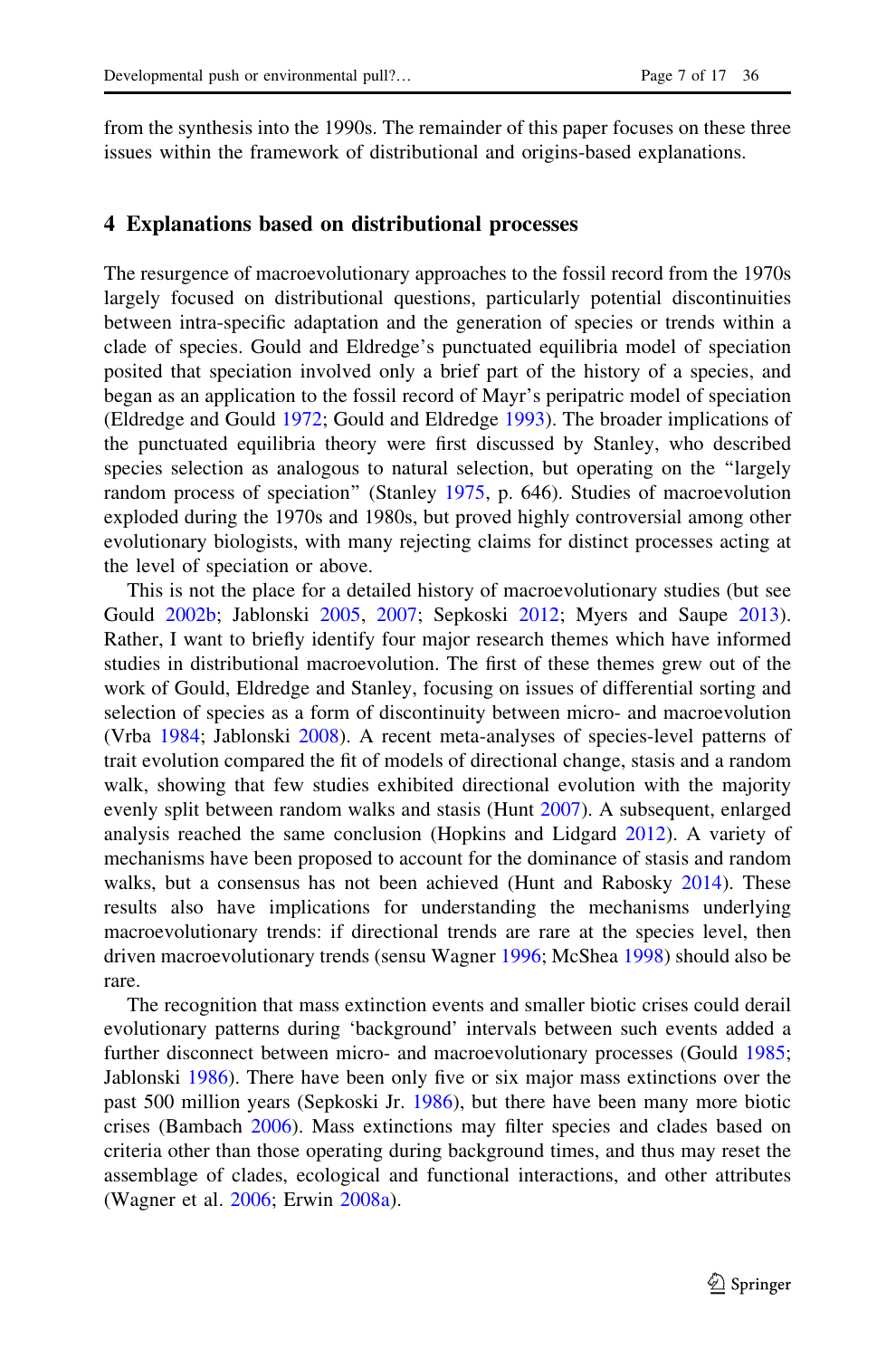from the synthesis into the 1990s. The remainder of this paper focuses on these three issues within the framework of distributional and origins-based explanations.

## 4 Explanations based on distributional processes

The resurgence of macroevolutionary approaches to the fossil record from the 1970s largely focused on distributional questions, particularly potential discontinuities between intra-specific adaptation and the generation of species or trends within a clade of species. Gould and Eldredge's punctuated equilibria model of speciation posited that speciation involved only a brief part of the history of a species, and began as an application to the fossil record of Mayr's peripatric model of speciation (Eldredge and Gould 1972; Gould and Eldredge 1993). The broader implications of the punctuated equilibria theory were first discussed by Stanley, who described species selection as analogous to natural selection, but operating on the "largely random process of speciation" (Stanley 1975, p. 646). Studies of macroevolution exploded during the 1970s and 1980s, but proved highly controversial among other evolutionary biologists, with many rejecting claims for distinct processes acting at the level of speciation or above.

This is not the place for a detailed history of macroevolutionary studies (but see Gould 2002b; Jablonski 2005, 2007; Sepkoski 2012; Myers and Saupe 2013). Rather, I want to briefly identify four major research themes which have informed studies in distributional macroevolution. The first of these themes grew out of the work of Gould, Eldredge and Stanley, focusing on issues of differential sorting and selection of species as a form of discontinuity between micro- and macroevolution (Vrba 1984; Jablonski 2008). A recent meta-analyses of species-level patterns of trait evolution compared the fit of models of directional change, stasis and a random walk, showing that few studies exhibited directional evolution with the majority evenly split between random walks and stasis (Hunt 2007). A subsequent, enlarged analysis reached the same conclusion (Hopkins and Lidgard 2012). A variety of mechanisms have been proposed to account for the dominance of stasis and random walks, but a consensus has not been achieved (Hunt and Rabosky 2014). These results also have implications for understanding the mechanisms underlying macroevolutionary trends: if directional trends are rare at the species level, then driven macroevolutionary trends (sensu Wagner 1996; McShea 1998) should also be rare.

The recognition that mass extinction events and smaller biotic crises could derail evolutionary patterns during 'background' intervals between such events added a further disconnect between micro- and macroevolutionary processes (Gould 1985; Jablonski 1986). There have been only five or six major mass extinctions over the past 500 million years (Sepkoski Jr. 1986), but there have been many more biotic crises (Bambach 2006). Mass extinctions may filter species and clades based on criteria other than those operating during background times, and thus may reset the assemblage of clades, ecological and functional interactions, and other attributes (Wagner et al. 2006; Erwin 2008a).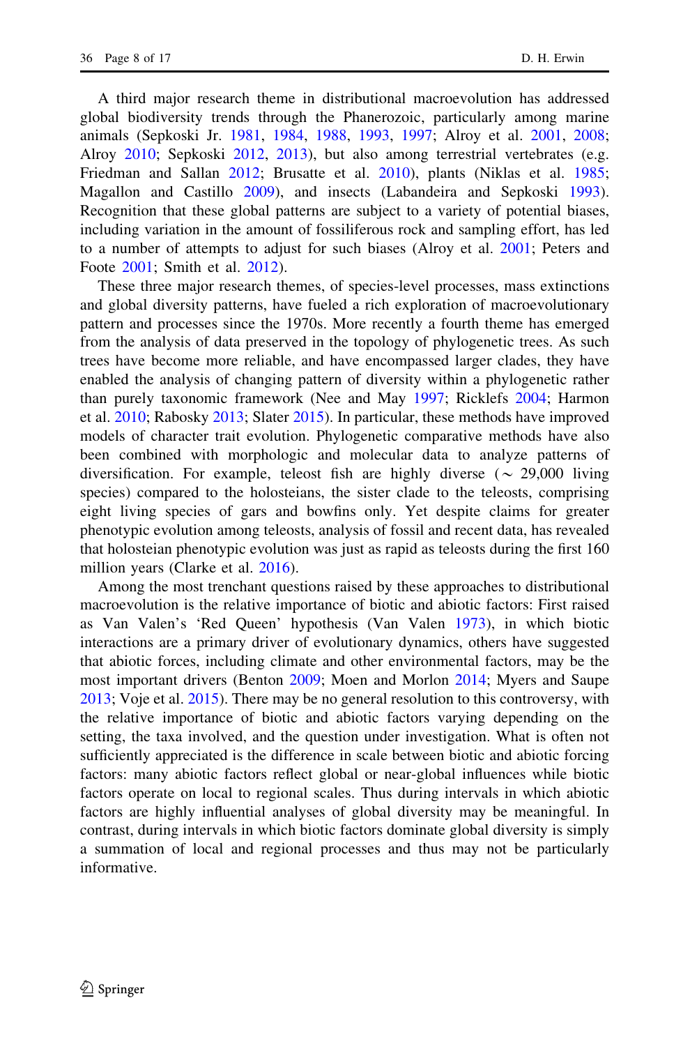A third major research theme in distributional macroevolution has addressed global biodiversity trends through the Phanerozoic, particularly among marine animals (Sepkoski Jr. 1981, 1984, 1988, 1993, 1997; Alroy et al. 2001, 2008; Alroy 2010; Sepkoski 2012, 2013), but also among terrestrial vertebrates (e.g. Friedman and Sallan 2012; Brusatte et al. 2010), plants (Niklas et al. 1985; Magallon and Castillo 2009), and insects (Labandeira and Sepkoski 1993). Recognition that these global patterns are subject to a variety of potential biases, including variation in the amount of fossiliferous rock and sampling effort, has led to a number of attempts to adjust for such biases (Alroy et al. 2001; Peters and Foote 2001; Smith et al. 2012).

These three major research themes, of species-level processes, mass extinctions and global diversity patterns, have fueled a rich exploration of macroevolutionary pattern and processes since the 1970s. More recently a fourth theme has emerged from the analysis of data preserved in the topology of phylogenetic trees. As such trees have become more reliable, and have encompassed larger clades, they have enabled the analysis of changing pattern of diversity within a phylogenetic rather than purely taxonomic framework (Nee and May 1997; Ricklefs 2004; Harmon et al. 2010; Rabosky 2013; Slater 2015). In particular, these methods have improved models of character trait evolution. Phylogenetic comparative methods have also been combined with morphologic and molecular data to analyze patterns of diversification. For example, teleost fish are highly diverse ($\sim$ 29,000 living species) compared to the holosteians, the sister clade to the teleosts, comprising eight living species of gars and bowfins only. Yet despite claims for greater phenotypic evolution among teleosts, analysis of fossil and recent data, has revealed that holosteian phenotypic evolution was just as rapid as teleosts during the first 160 million years (Clarke et al. 2016).

Among the most trenchant questions raised by these approaches to distributional macroevolution is the relative importance of biotic and abiotic factors: First raised as Van Valen's 'Red Queen' hypothesis (Van Valen 1973), in which biotic interactions are a primary driver of evolutionary dynamics, others have suggested that abiotic forces, including climate and other environmental factors, may be the most important drivers (Benton 2009; Moen and Morlon 2014; Myers and Saupe 2013; Voje et al. 2015). There may be no general resolution to this controversy, with the relative importance of biotic and abiotic factors varying depending on the setting, the taxa involved, and the question under investigation. What is often not sufficiently appreciated is the difference in scale between biotic and abiotic forcing factors: many abiotic factors reflect global or near-global influences while biotic factors operate on local to regional scales. Thus during intervals in which abiotic factors are highly influential analyses of global diversity may be meaningful. In contrast, during intervals in which biotic factors dominate global diversity is simply a summation of local and regional processes and thus may not be particularly informative.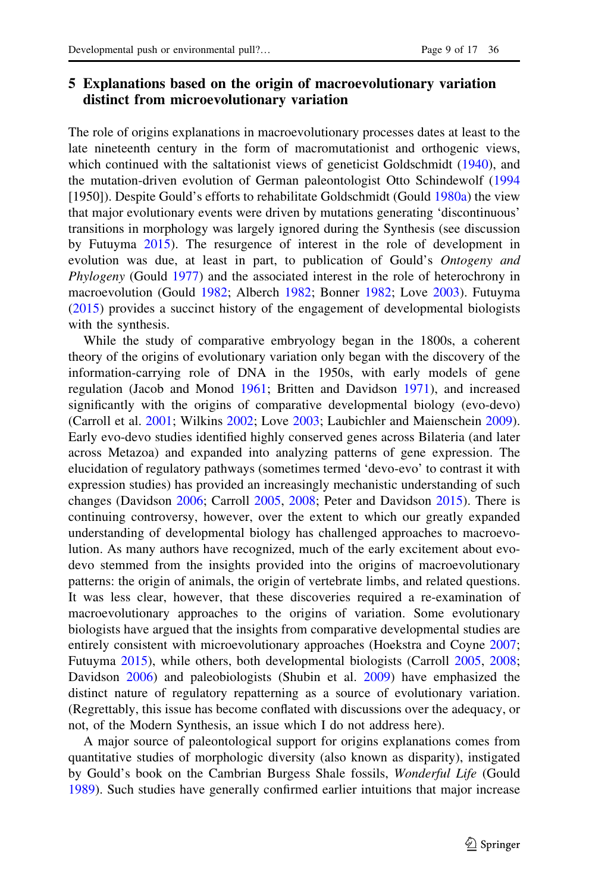## 5 Explanations based on the origin of macroevolutionary variation distinct from microevolutionary variation

The role of origins explanations in macroevolutionary processes dates at least to the late nineteenth century in the form of macromutationist and orthogenic views, which continued with the saltationist views of geneticist Goldschmidt (1940), and the mutation-driven evolution of German paleontologist Otto Schindewolf (1994 [1950]). Despite Gould's efforts to rehabilitate Goldschmidt (Gould 1980a) the view that major evolutionary events were driven by mutations generating 'discontinuous' transitions in morphology was largely ignored during the Synthesis (see discussion by Futuyma 2015). The resurgence of interest in the role of development in evolution was due, at least in part, to publication of Gould's *Ontogeny and Phylogeny* (Gould 1977) and the associated interest in the role of heterochrony in macroevolution (Gould 1982; Alberch 1982; Bonner 1982; Love 2003). Futuyma (2015) provides a succinct history of the engagement of developmental biologists with the synthesis.

While the study of comparative embryology began in the 1800s, a coherent theory of the origins of evolutionary variation only began with the discovery of the information-carrying role of DNA in the 1950s, with early models of gene regulation (Jacob and Monod 1961; Britten and Davidson 1971), and increased significantly with the origins of comparative developmental biology (evo-devo) (Carroll et al. 2001; Wilkins 2002; Love 2003; Laubichler and Maienschein 2009). Early evo-devo studies identified highly conserved genes across Bilateria (and later across Metazoa) and expanded into analyzing patterns of gene expression. The elucidation of regulatory pathways (sometimes termed 'devo-evo' to contrast it with expression studies) has provided an increasingly mechanistic understanding of such changes (Davidson 2006; Carroll 2005, 2008; Peter and Davidson 2015). There is continuing controversy, however, over the extent to which our greatly expanded understanding of developmental biology has challenged approaches to macroevolution. As many authors have recognized, much of the early excitement about evo-devo stemmed from the insights provided into the origins of macroevolutionary patterns: the origin of animals, the origin of vertebrate limbs, and related questions. It was less clear, however, that these discoveries required a re-examination of macroevolutionary approaches to the origins of variation. Some evolutionary biologists have argued that the insights from comparative developmental studies are entirely consistent with microevolutionary approaches (Hoekstra and Coyne 2007; Futuyma 2015), while others, both developmental biologists (Carroll 2005, 2008; Davidson 2006) and paleobiologists (Shubin et al. 2009) have emphasized the distinct nature of regulatory repatterning as a source of evolutionary variation. (Regrettably, this issue has become conflated with discussions over the adequacy, or not, of the Modern Synthesis, an issue which I do not address here).

A major source of paleontological support for origins explanations comes from quantitative studies of morphologic diversity (also known as disparity), instigated by Gould's book on the Cambrian Burgess Shale fossils, *Wonderful Life* (Gould 1989). Such studies have generally confirmed earlier intuitions that major increase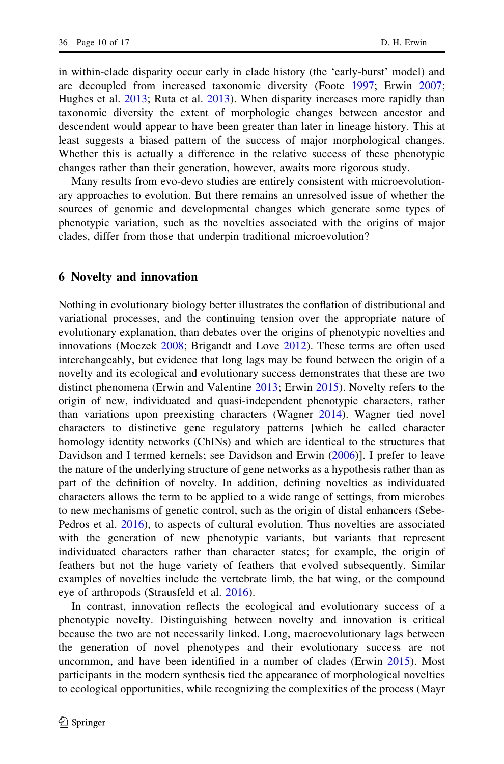in within-clade disparity occur early in clade history (the 'early-burst' model) and are decoupled from increased taxonomic diversity (Foote 1997; Erwin 2007; Hughes et al. 2013; Ruta et al. 2013). When disparity increases more rapidly than taxonomic diversity the extent of morphologic changes between ancestor and descendent would appear to have been greater than later in lineage history. This at least suggests a biased pattern of the success of major morphological changes. Whether this is actually a difference in the relative success of these phenotypic changes rather than their generation, however, awaits more rigorous study.

Many results from evo-devo studies are entirely consistent with microevolutionary approaches to evolution. But there remains an unresolved issue of whether the sources of genomic and developmental changes which generate some types of phenotypic variation, such as the novelties associated with the origins of major clades, differ from those that underpin traditional microevolution?

## 6 Novelty and innovation

Nothing in evolutionary biology better illustrates the conflation of distributional and variational processes, and the continuing tension over the appropriate nature of evolutionary explanation, than debates over the origins of phenotypic novelties and innovations (Moczek 2008; Brigandt and Love 2012). These terms are often used interchangeably, but evidence that long lags may be found between the origin of a novelty and its ecological and evolutionary success demonstrates that these are two distinct phenomena (Erwin and Valentine 2013; Erwin 2015). Novelty refers to the origin of new, individuated and quasi-independent phenotypic characters, rather than variations upon preexisting characters (Wagner 2014). Wagner tied novel characters to distinctive gene regulatory patterns [which he called character homology identity networks (ChINs) and which are identical to the structures that Davidson and I termed kernels; see Davidson and Erwin (2006)]. I prefer to leave the nature of the underlying structure of gene networks as a hypothesis rather than as part of the definition of novelty. In addition, defining novelties as individuated characters allows the term to be applied to a wide range of settings, from microbes to new mechanisms of genetic control, such as the origin of distal enhancers (Sebe-Pedros et al. 2016), to aspects of cultural evolution. Thus novelties are associated with the generation of new phenotypic variants, but variants that represent individuated characters rather than character states; for example, the origin of feathers but not the huge variety of feathers that evolved subsequently. Similar examples of novelties include the vertebrate limb, the bat wing, or the compound eye of arthropods (Strausfeld et al. 2016).

In contrast, innovation reflects the ecological and evolutionary success of a phenotypic novelty. Distinguishing between novelty and innovation is critical because the two are not necessarily linked. Long, macroevolutionary lags between the generation of novel phenotypes and their evolutionary success are not uncommon, and have been identified in a number of clades (Erwin 2015). Most participants in the modern synthesis tied the appearance of morphological novelties to ecological opportunities, while recognizing the complexities of the process (Mayr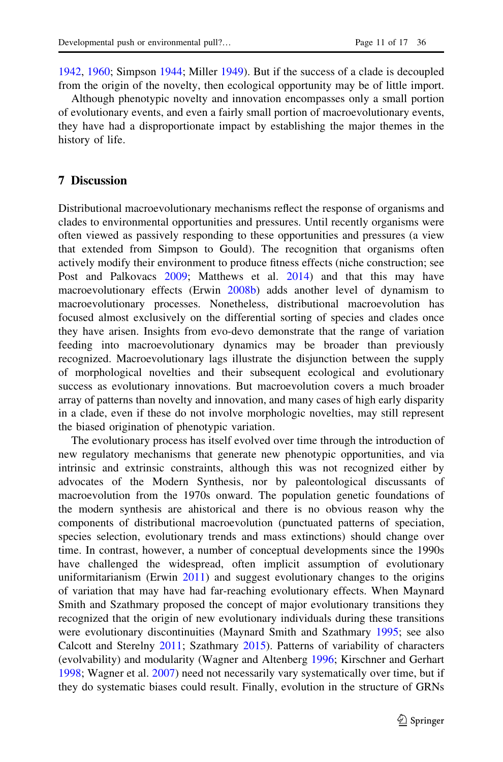1942, 1960; Simpson 1944; Miller 1949). But if the success of a clade is decoupled from the origin of the novelty, then ecological opportunity may be of little import.

Although phenotypic novelty and innovation encompasses only a small portion of evolutionary events, and even a fairly small portion of macroevolutionary events, they have had a disproportionate impact by establishing the major themes in the history of life.

## 7 Discussion

Distributional macroevolutionary mechanisms reflect the response of organisms and clades to environmental opportunities and pressures. Until recently organisms were often viewed as passively responding to these opportunities and pressures (a view that extended from Simpson to Gould). The recognition that organisms often actively modify their environment to produce fitness effects (niche construction; see Post and Palkovacs 2009; Matthews et al. 2014) and that this may have macroevolutionary effects (Erwin 2008b) adds another level of dynamism to macroevolutionary processes. Nonetheless, distributional macroevolution has focused almost exclusively on the differential sorting of species and clades once they have arisen. Insights from evo-devo demonstrate that the range of variation feeding into macroevolutionary dynamics may be broader than previously recognized. Macroevolutionary lags illustrate the disjunction between the supply of morphological novelties and their subsequent ecological and evolutionary success as evolutionary innovations. But macroevolution covers a much broader array of patterns than novelty and innovation, and many cases of high early disparity in a clade, even if these do not involve morphologic novelties, may still represent the biased origination of phenotypic variation.

The evolutionary process has itself evolved over time through the introduction of new regulatory mechanisms that generate new phenotypic opportunities, and via intrinsic and extrinsic constraints, although this was not recognized either by advocates of the Modern Synthesis, nor by paleontological discussants of macroevolution from the 1970s onward. The population genetic foundations of the modern synthesis are ahistorical and there is no obvious reason why the components of distributional macroevolution (punctuated patterns of speciation, species selection, evolutionary trends and mass extinctions) should change over time. In contrast, however, a number of conceptual developments since the 1990s have challenged the widespread, often implicit assumption of evolutionary uniformitarianism (Erwin 2011) and suggest evolutionary changes to the origins of variation that may have had far-reaching evolutionary effects. When Maynard Smith and Szathmary proposed the concept of major evolutionary transitions they recognized that the origin of new evolutionary individuals during these transitions were evolutionary discontinuities (Maynard Smith and Szathmary 1995; see also Calcott and Sterelny 2011; Szathmary 2015). Patterns of variability of characters (evolvability) and modularity (Wagner and Altenberg 1996; Kirschner and Gerhart 1998; Wagner et al. 2007) need not necessarily vary systematically over time, but if they do systematic biases could result. Finally, evolution in the structure of GRNs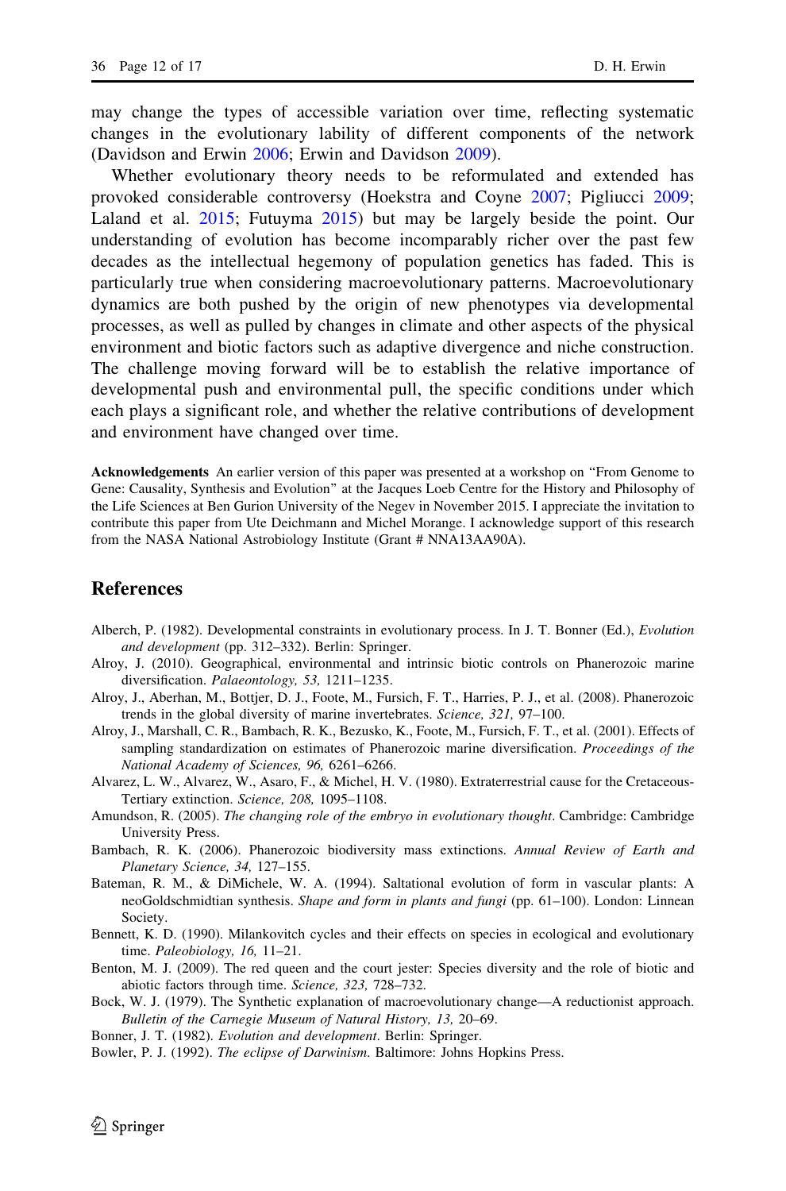may change the types of accessible variation over time, reflecting systematic changes in the evolutionary lability of different components of the network (Davidson and Erwin 2006; Erwin and Davidson 2009).

Whether evolutionary theory needs to be reformulated and extended has provoked considerable controversy (Hoekstra and Coyne 2007; Pigliucci 2009; Laland et al. 2015; Futuyma 2015) but may be largely beside the point. Our understanding of evolution has become incomparably richer over the past few decades as the intellectual hegemony of population genetics has faded. This is particularly true when considering macroevolutionary patterns. Macroevolutionary dynamics are both pushed by the origin of new phenotypes via developmental processes, as well as pulled by changes in climate and other aspects of the physical environment and biotic factors such as adaptive divergence and niche construction. The challenge moving forward will be to establish the relative importance of developmental push and environmental pull, the specific conditions under which each plays a significant role, and whether the relative contributions of development and environment have changed over time.

**Acknowledgements** An earlier version of this paper was presented at a workshop on "From Genome to Gene: Causality, Synthesis and Evolution" at the Jacques Loeb Centre for the History and Philosophy of the Life Sciences at Ben Gurion University of the Negev in November 2015. I appreciate the invitation to contribute this paper from Ute Deichmann and Michel Morange. I acknowledge support of this research from the NASA National Astrobiology Institute (Grant # NNA13AA90A).

## References

Alberch, P. (1982). Developmental constraints in evolutionary process. In J. T. Bonner (Ed.), *Evolution and development* (pp. 312–332). Berlin: Springer.

Alroy, J. (2010). Geographical, environmental and intrinsic biotic controls on Phanerozoic marine diversification. *Palaeontology, 53,* 1211–1235.

Alroy, J., Aberhan, M., Bottjer, D. J., Foote, M., Fursich, F. T., Harries, P. J., et al. (2008). Phanerozoic trends in the global diversity of marine invertebrates. *Science, 321,* 97–100.

Alroy, J., Marshall, C. R., Bambach, R. K., Bezusko, K., Foote, M., Fursich, F. T., et al. (2001). Effects of sampling standardization on estimates of Phanerozoic marine diversification. *Proceedings of the National Academy of Sciences, 96,* 6261–6266.

Alvarez, L. W., Alvarez, W., Asaro, F., & Michel, H. V. (1980). Extraterrestrial cause for the Cretaceous-Tertiary extinction. *Science, 208,* 1095–1108.

Amundson, R. (2005). *The changing role of the embryo in evolutionary thought*. Cambridge: Cambridge University Press.

Bambach, R. K. (2006). Phanerozoic biodiversity mass extinctions. *Annual Review of Earth and Planetary Science, 34,* 127–155.

Bateman, R. M., & DiMichele, W. A. (1994). Saltational evolution of form in vascular plants: A neoGoldschmidtian synthesis. *Shape and form in plants and fungi* (pp. 61–100). London: Linnean Society.

Bennett, K. D. (1990). Milankovitch cycles and their effects on species in ecological and evolutionary time. *Paleobiology, 16,* 11–21.

Benton, M. J. (2009). The red queen and the court jester: Species diversity and the role of biotic and abiotic factors through time. *Science, 323,* 728–732.

Bock, W. J. (1979). The Synthetic explanation of macroevolutionary change—A reductionist approach. *Bulletin of the Carnegie Museum of Natural History, 13,* 20–69.

Bonner, J. T. (1982). *Evolution and development*. Berlin: Springer.

Bowler, P. J. (1992). *The eclipse of Darwinism*. Baltimore: Johns Hopkins Press.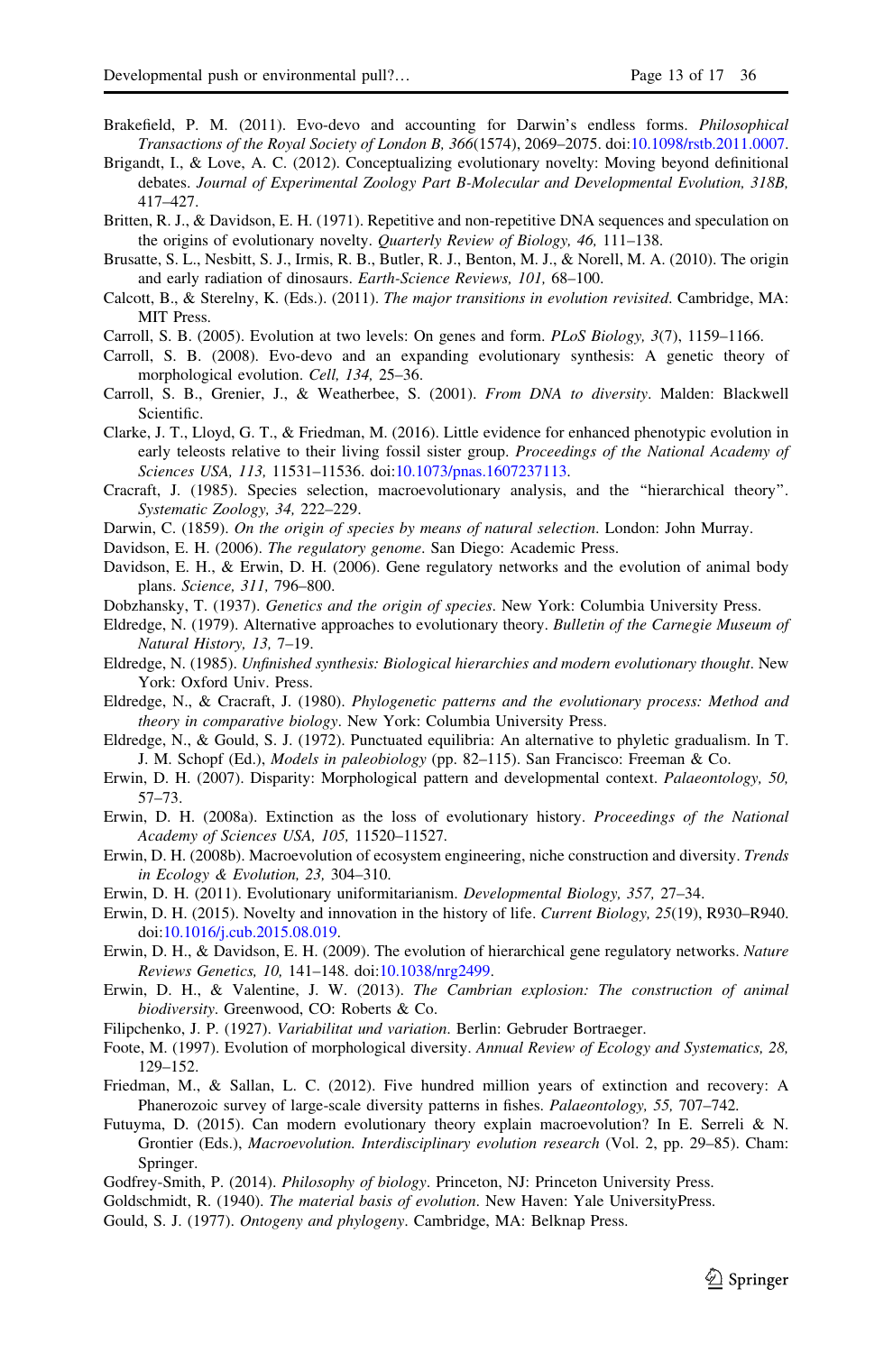Brakefield, P. M. (2011). Evo-devo and accounting for Darwin's endless forms. *Philosophical Transactions of the Royal Society of London B, 366*(1574), 2069–2075. doi:10.1098/rstb.2011.0007.

Brigandt, I., & Love, A. C. (2012). Conceptualizing evolutionary novelty: Moving beyond definitional debates. *Journal of Experimental Zoology Part B-Molecular and Developmental Evolution, 318B,* 417–427.

Britten, R. J., & Davidson, E. H. (1971). Repetitive and non-repetitive DNA sequences and speculation on the origins of evolutionary novelty. *Quarterly Review of Biology, 46,* 111–138.

Brusatte, S. L., Nesbitt, S. J., Irmis, R. B., Butler, R. J., Benton, M. J., & Norell, M. A. (2010). The origin and early radiation of dinosaurs. *Earth-Science Reviews, 101,* 68–100.

Calcott, B., & Sterelny, K. (Eds.). (2011). *The major transitions in evolution revisited*. Cambridge, MA: MIT Press.

Carroll, S. B. (2005). Evolution at two levels: On genes and form. *PLoS Biology, 3*(7), 1159–1166.

Carroll, S. B. (2008). Evo-devo and an expanding evolutionary synthesis: A genetic theory of morphological evolution. *Cell, 134,* 25–36.

Carroll, S. B., Grenier, J., & Weatherbee, S. (2001). *From DNA to diversity*. Malden: Blackwell Scientific.

Clarke, J. T., Lloyd, G. T., & Friedman, M. (2016). Little evidence for enhanced phenotypic evolution in early teleosts relative to their living fossil sister group. *Proceedings of the National Academy of Sciences USA, 113,* 11531–11536. doi:10.1073/pnas.1607237113.

Cracraft, J. (1985). Species selection, macroevolutionary analysis, and the "hierarchical theory". *Systematic Zoology, 34,* 222–229.

Darwin, C. (1859). *On the origin of species by means of natural selection*. London: John Murray.

Davidson, E. H. (2006). *The regulatory genome*. San Diego: Academic Press.

Davidson, E. H., & Erwin, D. H. (2006). Gene regulatory networks and the evolution of animal body plans. *Science, 311,* 796–800.

Dobzhansky, T. (1937). *Genetics and the origin of species*. New York: Columbia University Press.

Eldredge, N. (1979). Alternative approaches to evolutionary theory. *Bulletin of the Carnegie Museum of Natural History, 13,* 7–19.

Eldredge, N. (1985). *Unfinished synthesis: Biological hierarchies and modern evolutionary thought*. New York: Oxford Univ. Press.

Eldredge, N., & Cracraft, J. (1980). *Phylogenetic patterns and the evolutionary process: Method and theory in comparative biology*. New York: Columbia University Press.

Eldredge, N., & Gould, S. J. (1972). Punctuated equilibria: An alternative to phyletic gradualism. In T. J. M. Schopf (Ed.), *Models in paleobiology* (pp. 82–115). San Francisco: Freeman & Co.

Erwin, D. H. (2007). Disparity: Morphological pattern and developmental context. *Palaeontology, 50,* 57–73.

Erwin, D. H. (2008a). Extinction as the loss of evolutionary history. *Proceedings of the National Academy of Sciences USA, 105,* 11520–11527.

Erwin, D. H. (2008b). Macroevolution of ecosystem engineering, niche construction and diversity. *Trends in Ecology & Evolution, 23,* 304–310.

Erwin, D. H. (2011). Evolutionary uniformitarianism. *Developmental Biology, 357,* 27–34.

Erwin, D. H. (2015). Novelty and innovation in the history of life. *Current Biology, 25*(19), R930–R940. doi:10.1016/j.cub.2015.08.019.

Erwin, D. H., & Davidson, E. H. (2009). The evolution of hierarchical gene regulatory networks. *Nature Reviews Genetics, 10,* 141–148. doi:10.1038/nrg2499.

Erwin, D. H., & Valentine, J. W. (2013). *The Cambrian explosion: The construction of animal biodiversity*. Greenwood, CO: Roberts & Co.

Filipchenko, J. P. (1927). *Variabilitat und variation*. Berlin: Gebruder Bortraeger.

Foote, M. (1997). Evolution of morphological diversity. *Annual Review of Ecology and Systematics, 28,* 129–152.

Friedman, M., & Sallan, L. C. (2012). Five hundred million years of extinction and recovery: A Phanerozoic survey of large-scale diversity patterns in fishes. *Palaeontology, 55,* 707–742.

Futuyma, D. (2015). Can modern evolutionary theory explain macroevolution? In E. Serreli & N. Grontier (Eds.), *Macroevolution. Interdisciplinary evolution research* (Vol. 2, pp. 29–85). Cham: Springer.

Godfrey-Smith, P. (2014). *Philosophy of biology*. Princeton, NJ: Princeton University Press.

Goldschmidt, R. (1940). *The material basis of evolution*. New Haven: Yale UniversityPress.

Gould, S. J. (1977). *Ontogeny and phylogeny*. Cambridge, MA: Belknap Press.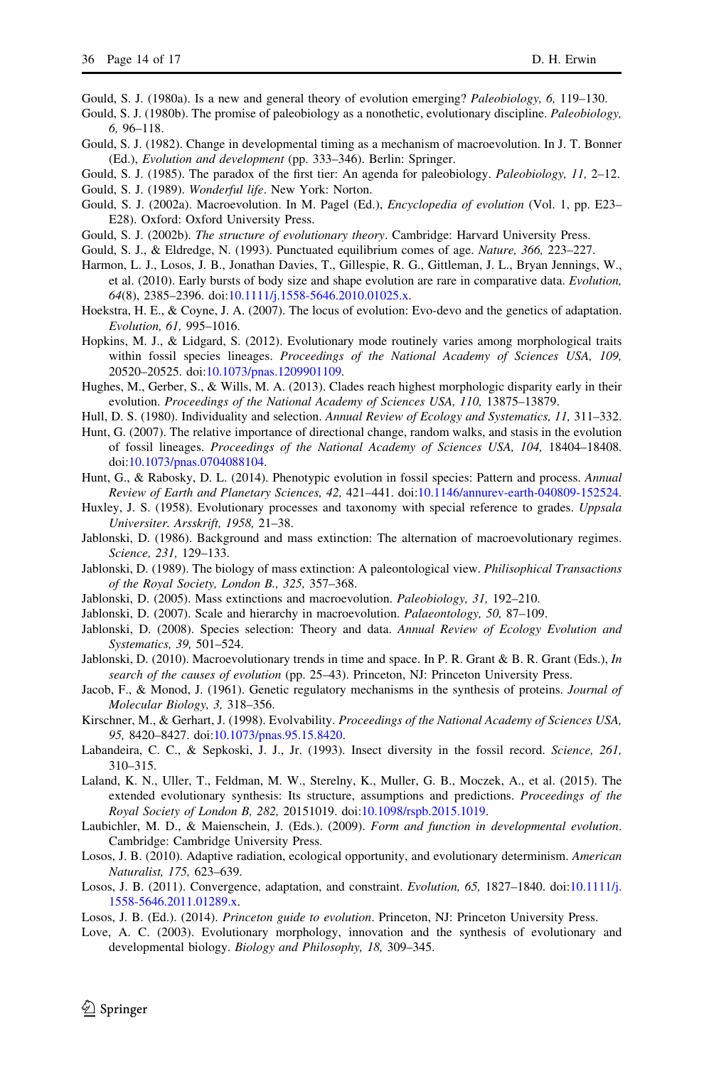Gould, S. J. (1980a). Is a new and general theory of evolution emerging? *Paleobiology, 6,* 119–130.

Gould, S. J. (1980b). The promise of paleobiology as a nonothetic, evolutionary discipline. *Paleobiology, 6,* 96–118.

Gould, S. J. (1982). Change in developmental timing as a mechanism of macroevolution. In J. T. Bonner (Ed.), *Evolution and development* (pp. 333–346). Berlin: Springer.

Gould, S. J. (1985). The paradox of the first tier: An agenda for paleobiology. *Paleobiology, 11,* 2–12.

Gould, S. J. (1989). *Wonderful life*. New York: Norton.

Gould, S. J. (2002a). Macroevolution. In M. Pagel (Ed.), *Encyclopedia of evolution* (Vol. 1, pp. E23–E28). Oxford: Oxford University Press.

Gould, S. J. (2002b). *The structure of evolutionary theory*. Cambridge: Harvard University Press.

Gould, S. J., & Eldredge, N. (1993). Punctuated equilibrium comes of age. *Nature, 366,* 223–227.

Harmon, L. J., Losos, J. B., Jonathan Davies, T., Gillespie, R. G., Gittleman, J. L., Bryan Jennings, W., et al. (2010). Early bursts of body size and shape evolution are rare in comparative data. *Evolution, 64*(8), 2385–2396. doi:10.1111/j.1558-5646.2010.01025.x.

Hoekstra, H. E., & Coyne, J. A. (2007). The locus of evolution: Evo-devo and the genetics of adaptation. *Evolution, 61,* 995–1016.

Hopkins, M. J., & Lidgard, S. (2012). Evolutionary mode routinely varies among morphological traits within fossil species lineages. *Proceedings of the National Academy of Sciences USA, 109,* 20520–20525. doi:10.1073/pnas.1209901109.

Hughes, M., Gerber, S., & Wills, M. A. (2013). Clades reach highest morphologic disparity early in their evolution. *Proceedings of the National Academy of Sciences USA, 110,* 13875–13879.

Hull, D. S. (1980). Individuality and selection. *Annual Review of Ecology and Systematics, 11,* 311–332.

Hunt, G. (2007). The relative importance of directional change, random walks, and stasis in the evolution of fossil lineages. *Proceedings of the National Academy of Sciences USA, 104,* 18404–18408. doi:10.1073/pnas.0704088104.

Hunt, G., & Rabosky, D. L. (2014). Phenotypic evolution in fossil species: Pattern and process. *Annual Review of Earth and Planetary Sciences, 42,* 421–441. doi:10.1146/annurev-earth-040809-152524.

Huxley, J. S. (1958). Evolutionary processes and taxonomy with special reference to grades. *Uppsala Universiter. Arsskrift, 1958,* 21–38.

Jablonski, D. (1986). Background and mass extinction: The alternation of macroevolutionary regimes. *Science, 231,* 129–133.

Jablonski, D. (1989). The biology of mass extinction: A paleontological view. *Philisophical Transactions of the Royal Society, London B., 325,* 357–368.

Jablonski, D. (2005). Mass extinctions and macroevolution. *Paleobiology, 31,* 192–210.

Jablonski, D. (2007). Scale and hierarchy in macroevolution. *Palaeontology, 50,* 87–109.

Jablonski, D. (2008). Species selection: Theory and data. *Annual Review of Ecology Evolution and Systematics, 39,* 501–524.

Jablonski, D. (2010). Macroevolutionary trends in time and space. In P. R. Grant & B. R. Grant (Eds.), *In search of the causes of evolution* (pp. 25–43). Princeton, NJ: Princeton University Press.

Jacob, F., & Monod, J. (1961). Genetic regulatory mechanisms in the synthesis of proteins. *Journal of Molecular Biology, 3,* 318–356.

Kirschner, M., & Gerhart, J. (1998). Evolvability. *Proceedings of the National Academy of Sciences USA, 95,* 8420–8427. doi:10.1073/pnas.95.15.8420.

Labandeira, C. C., & Sepkoski, J. J., Jr. (1993). Insect diversity in the fossil record. *Science, 261,* 310–315.

Laland, K. N., Uller, T., Feldman, M. W., Sterelny, K., Muller, G. B., Moczek, A., et al. (2015). The extended evolutionary synthesis: Its structure, assumptions and predictions. *Proceedings of the Royal Society of London B, 282,* 20151019. doi:10.1098/rspb.2015.1019.

Laubichler, M. D., & Maienschein, J. (Eds.). (2009). *Form and function in developmental evolution*. Cambridge: Cambridge University Press.

Losos, J. B. (2010). Adaptive radiation, ecological opportunity, and evolutionary determinism. *American Naturalist, 175,* 623–639.

Losos, J. B. (2011). Convergence, adaptation, and constraint. *Evolution, 65,* 1827–1840. doi:10.1111/j.1558-5646.2011.01289.x.

Losos, J. B. (Ed.). (2014). *Princeton guide to evolution*. Princeton, NJ: Princeton University Press.

Love, A. C. (2003). Evolutionary morphology, innovation and the synthesis of evolutionary and developmental biology. *Biology and Philosophy, 18,* 309–345.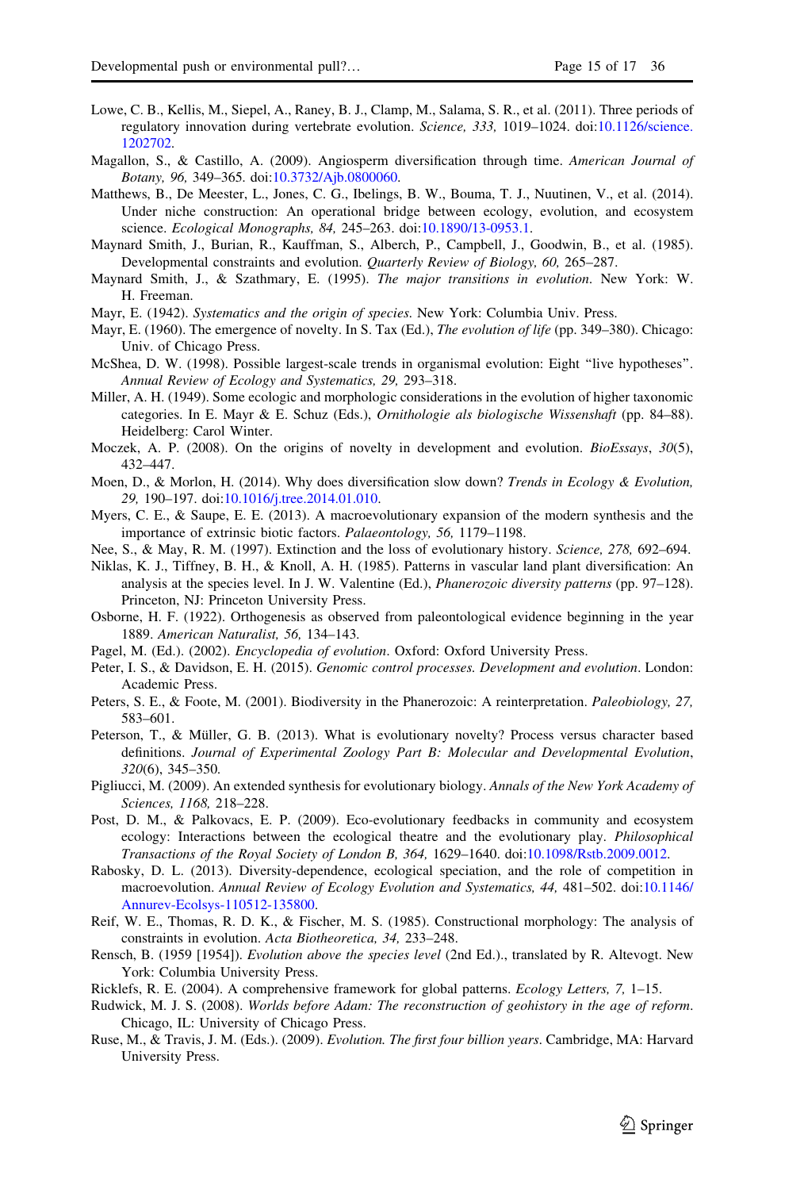Lowe, C. B., Kellis, M., Siepel, A., Raney, B. J., Clamp, M., Salama, S. R., et al. (2011). Three periods of regulatory innovation during vertebrate evolution. *Science, 333,* 1019–1024. doi:10.1126/science.1202702.

Magallon, S., & Castillo, A. (2009). Angiosperm diversification through time. *American Journal of Botany, 96,* 349–365. doi:10.3732/Ajb.0800060.

Matthews, B., De Meester, L., Jones, C. G., Ibelings, B. W., Bouma, T. J., Nuutinen, V., et al. (2014). Under niche construction: An operational bridge between ecology, evolution, and ecosystem science. *Ecological Monographs, 84,* 245–263. doi:10.1890/13-0953.1.

Maynard Smith, J., Burian, R., Kauffman, S., Alberch, P., Campbell, J., Goodwin, B., et al. (1985). Developmental constraints and evolution. *Quarterly Review of Biology, 60,* 265–287.

Maynard Smith, J., & Szathmary, E. (1995). *The major transitions in evolution*. New York: W. H. Freeman.

Mayr, E. (1942). *Systematics and the origin of species*. New York: Columbia Univ. Press.

Mayr, E. (1960). The emergence of novelty. In S. Tax (Ed.), *The evolution of life* (pp. 349–380). Chicago: Univ. of Chicago Press.

McShea, D. W. (1998). Possible largest-scale trends in organismal evolution: Eight "live hypotheses". *Annual Review of Ecology and Systematics, 29,* 293–318.

Miller, A. H. (1949). Some ecologic and morphologic considerations in the evolution of higher taxonomic categories. In E. Mayr & E. Schuz (Eds.), *Ornithologie als biologische Wissenshaft* (pp. 84–88). Heidelberg: Carol Winter.

Moczek, A. P. (2008). On the origins of novelty in development and evolution. *BioEssays*, *30*(5), 432–447.

Moen, D., & Morlon, H. (2014). Why does diversification slow down? *Trends in Ecology & Evolution, 29,* 190–197. doi:10.1016/j.tree.2014.01.010.

Myers, C. E., & Saupe, E. E. (2013). A macroevolutionary expansion of the modern synthesis and the importance of extrinsic biotic factors. *Palaeontology, 56,* 1179–1198.

Nee, S., & May, R. M. (1997). Extinction and the loss of evolutionary history. *Science, 278,* 692–694.

Niklas, K. J., Tiffney, B. H., & Knoll, A. H. (1985). Patterns in vascular land plant diversification: An analysis at the species level. In J. W. Valentine (Ed.), *Phanerozoic diversity patterns* (pp. 97–128). Princeton, NJ: Princeton University Press.

Osborne, H. F. (1922). Orthogenesis as observed from paleontological evidence beginning in the year 1889. *American Naturalist, 56,* 134–143.

Pagel, M. (Ed.). (2002). *Encyclopedia of evolution*. Oxford: Oxford University Press.

Peter, I. S., & Davidson, E. H. (2015). *Genomic control processes. Development and evolution*. London: Academic Press.

Peters, S. E., & Foote, M. (2001). Biodiversity in the Phanerozoic: A reinterpretation. *Paleobiology, 27,* 583–601.

Peterson, T., & Müller, G. B. (2013). What is evolutionary novelty? Process versus character based definitions. *Journal of Experimental Zoology Part B: Molecular and Developmental Evolution*, *320*(6), 345–350.

Pigliucci, M. (2009). An extended synthesis for evolutionary biology. *Annals of the New York Academy of Sciences, 1168,* 218–228.

Post, D. M., & Palkovacs, E. P. (2009). Eco-evolutionary feedbacks in community and ecosystem ecology: Interactions between the ecological theatre and the evolutionary play. *Philosophical Transactions of the Royal Society of London B, 364,* 1629–1640. doi:10.1098/Rstb.2009.0012.

Rabosky, D. L. (2013). Diversity-dependence, ecological speciation, and the role of competition in macroevolution. *Annual Review of Ecology Evolution and Systematics, 44,* 481–502. doi:10.1146/Annurev-Ecolsys-110512-135800.

Reif, W. E., Thomas, R. D. K., & Fischer, M. S. (1985). Constructional morphology: The analysis of constraints in evolution. *Acta Biotheoretica, 34,* 233–248.

Rensch, B. (1959 [1954]). *Evolution above the species level* (2nd Ed.)., translated by R. Altevogt. New York: Columbia University Press.

Ricklefs, R. E. (2004). A comprehensive framework for global patterns. *Ecology Letters, 7,* 1–15.

Rudwick, M. J. S. (2008). *Worlds before Adam: The reconstruction of geohistory in the age of reform*. Chicago, IL: University of Chicago Press.

Ruse, M., & Travis, J. M. (Eds.). (2009). *Evolution. The first four billion years*. Cambridge, MA: Harvard University Press.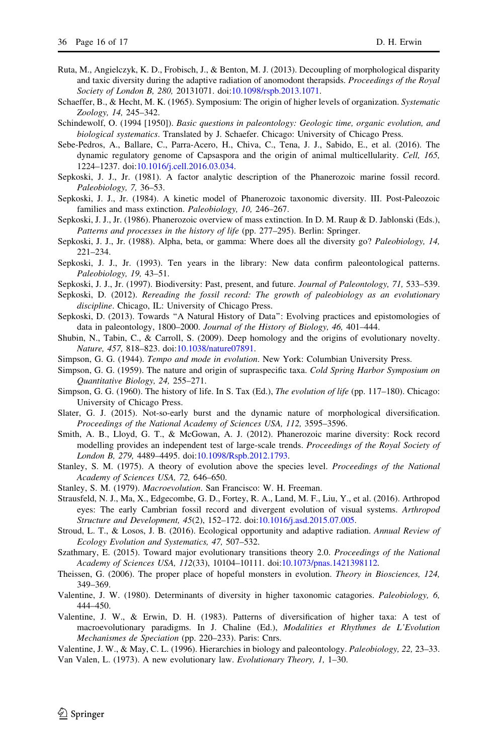Ruta, M., Angielczyk, K. D., Frobisch, J., & Benton, M. J. (2013). Decoupling of morphological disparity and taxic diversity during the adaptive radiation of anomodont therapsids. *Proceedings of the Royal Society of London B, 280,* 20131071. doi:10.1098/rspb.2013.1071.

Schaeffer, B., & Hecht, M. K. (1965). Symposium: The origin of higher levels of organization. *Systematic Zoology, 14,* 245–342.

Schindewolf, O. (1994 [1950]). *Basic questions in paleontology: Geologic time, organic evolution, and biological systematics*. Translated by J. Schaefer. Chicago: University of Chicago Press.

Sebe-Pedros, A., Ballare, C., Parra-Acero, H., Chiva, C., Tena, J. J., Sabido, E., et al. (2016). The dynamic regulatory genome of Capsaspora and the origin of animal multicellularity. *Cell, 165,* 1224–1237. doi:10.1016/j.cell.2016.03.034.

Sepkoski, J. J., Jr. (1981). A factor analytic description of the Phanerozoic marine fossil record. *Paleobiology, 7,* 36–53.

Sepkoski, J. J., Jr. (1984). A kinetic model of Phanerozoic taxonomic diversity. III. Post-Paleozoic families and mass extinction. *Paleobiology, 10,* 246–267.

Sepkoski, J. J., Jr. (1986). Phanerozoic overview of mass extinction. In D. M. Raup & D. Jablonski (Eds.), *Patterns and processes in the history of life* (pp. 277–295). Berlin: Springer.

Sepkoski, J. J., Jr. (1988). Alpha, beta, or gamma: Where does all the diversity go? *Paleobiology, 14,* 221–234.

Sepkoski, J. J., Jr. (1993). Ten years in the library: New data confirm paleontological patterns. *Paleobiology, 19,* 43–51.

Sepkoski, J. J., Jr. (1997). Biodiversity: Past, present, and future. *Journal of Paleontology, 71,* 533–539.

Sepkoski, D. (2012). *Rereading the fossil record: The growth of paleobiology as an evolutionary discipline*. Chicago, IL: University of Chicago Press.

Sepkoski, D. (2013). Towards "A Natural History of Data": Evolving practices and epistomologies of data in paleontology, 1800–2000. *Journal of the History of Biology, 46,* 401–444.

Shubin, N., Tabin, C., & Carroll, S. (2009). Deep homology and the origins of evolutionary novelty. *Nature, 457,* 818–823. doi:10.1038/nature07891.

Simpson, G. G. (1944). *Tempo and mode in evolution*. New York: Columbian University Press.

Simpson, G. G. (1959). The nature and origin of supraspecific taxa. *Cold Spring Harbor Symposium on Quantitative Biology, 24,* 255–271.

Simpson, G. G. (1960). The history of life. In S. Tax (Ed.), *The evolution of life* (pp. 117–180). Chicago: University of Chicago Press.

Slater, G. J. (2015). Not-so-early burst and the dynamic nature of morphological diversification. *Proceedings of the National Academy of Sciences USA, 112,* 3595–3596.

Smith, A. B., Lloyd, G. T., & McGowan, A. J. (2012). Phanerozoic marine diversity: Rock record modelling provides an independent test of large-scale trends. *Proceedings of the Royal Society of London B, 279,* 4489–4495. doi:10.1098/Rspb.2012.1793.

Stanley, S. M. (1975). A theory of evolution above the species level. *Proceedings of the National Academy of Sciences USA, 72,* 646–650.

Stanley, S. M. (1979). *Macroevolution*. San Francisco: W. H. Freeman.

Strausfeld, N. J., Ma, X., Edgecombe, G. D., Fortey, R. A., Land, M. F., Liu, Y., et al. (2016). Arthropod eyes: The early Cambrian fossil record and divergent evolution of visual systems. *Arthropod Structure and Development, 45*(2), 152–172. doi:10.1016/j.asd.2015.07.005.

Stroud, L. T., & Losos, J. B. (2016). Ecological opportunity and adaptive radiation. *Annual Review of Ecology Evolution and Systematics, 47,* 507–532.

Szathmary, E. (2015). Toward major evolutionary transitions theory 2.0. *Proceedings of the National Academy of Sciences USA, 112*(33), 10104–10111. doi:10.1073/pnas.1421398112.

Theissen, G. (2006). The proper place of hopeful monsters in evolution. *Theory in Biosciences, 124,* 349–369.

Valentine, J. W. (1980). Determinants of diversity in higher taxonomic catagories. *Paleobiology, 6,* 444–450.

Valentine, J. W., & Erwin, D. H. (1983). Patterns of diversification of higher taxa: A test of macroevolutionary paradigms. In J. Chaline (Ed.), *Modalities et Rhythmes de L'Evolution Mechanismes de Speciation* (pp. 220–233). Paris: Cnrs.

Valentine, J. W., & May, C. L. (1996). Hierarchies in biology and paleontology. *Paleobiology, 22,* 23–33.

Van Valen, L. (1973). A new evolutionary law. *Evolutionary Theory, 1,* 1–30.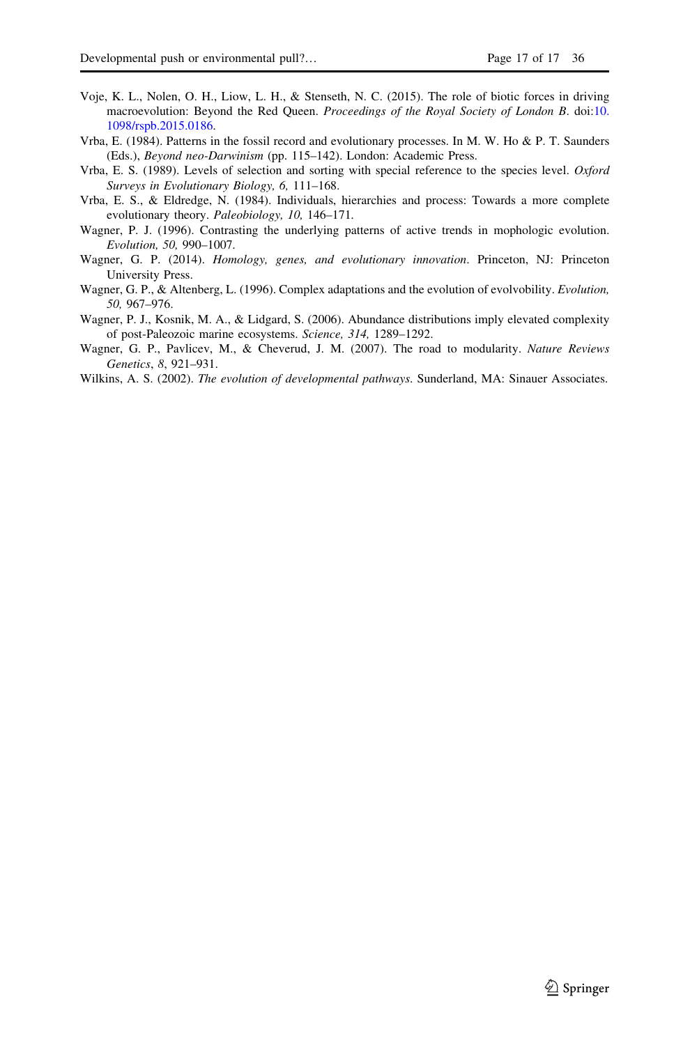Voje, K. L., Nolen, O. H., Liow, L. H., & Stenseth, N. C. (2015). The role of biotic forces in driving macroevolution: Beyond the Red Queen. *Proceedings of the Royal Society of London B*. doi:10.1098/rspb.2015.0186.

Vrba, E. (1984). Patterns in the fossil record and evolutionary processes. In M. W. Ho & P. T. Saunders (Eds.), *Beyond neo-Darwinism* (pp. 115–142). London: Academic Press.

Vrba, E. S. (1989). Levels of selection and sorting with special reference to the species level. *Oxford Surveys in Evolutionary Biology, 6,* 111–168.

Vrba, E. S., & Eldredge, N. (1984). Individuals, hierarchies and process: Towards a more complete evolutionary theory. *Paleobiology, 10,* 146–171.

Wagner, P. J. (1996). Contrasting the underlying patterns of active trends in mophologic evolution. *Evolution, 50,* 990–1007.

Wagner, G. P. (2014). *Homology, genes, and evolutionary innovation*. Princeton, NJ: Princeton University Press.

Wagner, G. P., & Altenberg, L. (1996). Complex adaptations and the evolution of evolvobility. *Evolution, 50,* 967–976.

Wagner, P. J., Kosnik, M. A., & Lidgard, S. (2006). Abundance distributions imply elevated complexity of post-Paleozoic marine ecosystems. *Science, 314,* 1289–1292.

Wagner, G. P., Pavlicev, M., & Cheverud, J. M. (2007). The road to modularity. *Nature Reviews Genetics*, *8*, 921–931.

Wilkins, A. S. (2002). *The evolution of developmental pathways*. Sunderland, MA: Sinauer Associates.